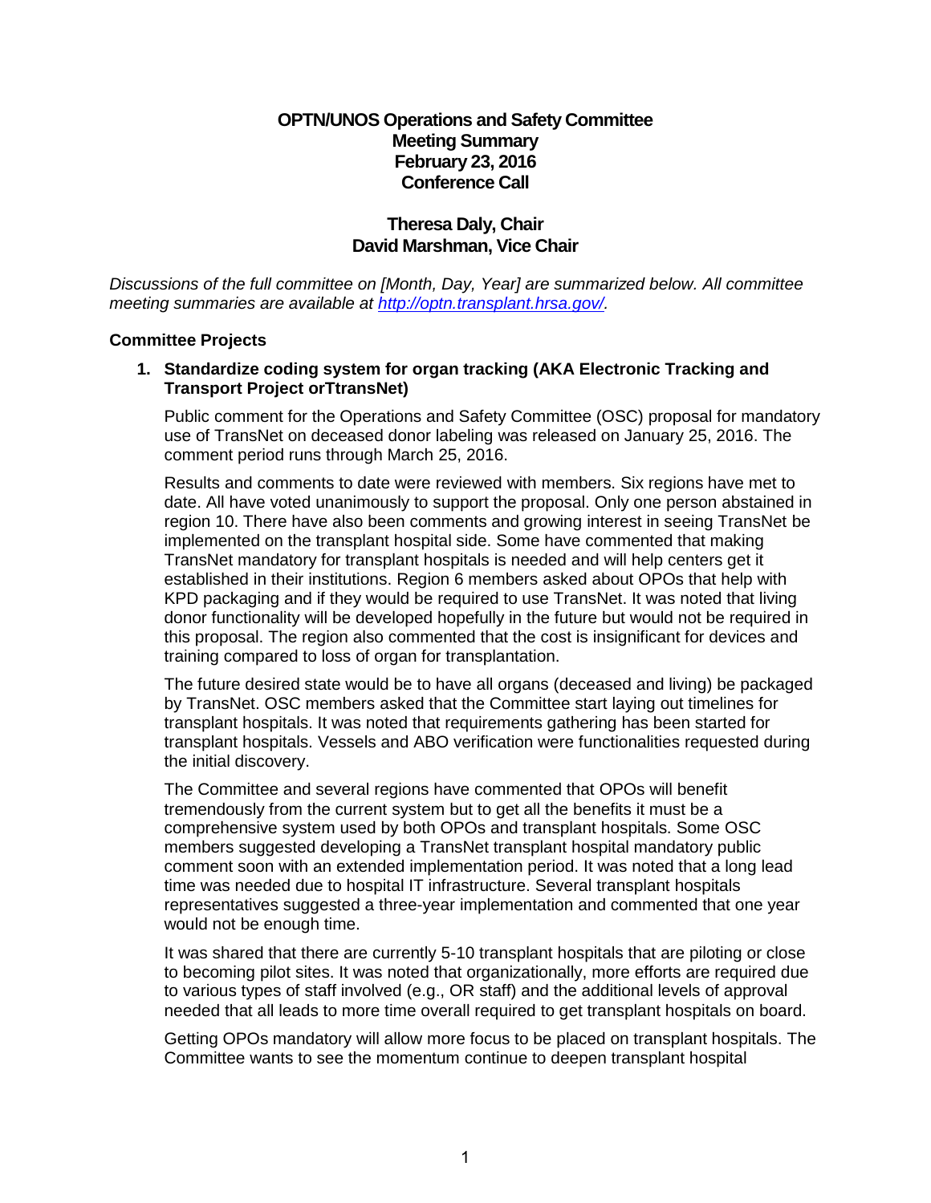**OPTN/UNOS Operations and Safety Committee**
**Meeting Summary**
**February 23, 2016**
**Conference Call**

**Theresa Daly, Chair**
**David Marshman, Vice Chair**

*Discussions of the full committee on [Month, Day, Year] are summarized below. All committee meeting summaries are available at [http://optn.transplant.hrsa.gov/](http://optn.transplant.hrsa.gov/).*

## Committee Projects

### 1. Standardize coding system for organ tracking (AKA Electronic Tracking and Transport Project orTtransNet)

Public comment for the Operations and Safety Committee (OSC) proposal for mandatory use of TransNet on deceased donor labeling was released on January 25, 2016. The comment period runs through March 25, 2016.

Results and comments to date were reviewed with members. Six regions have met to date. All have voted unanimously to support the proposal. Only one person abstained in region 10. There have also been comments and growing interest in seeing TransNet be implemented on the transplant hospital side. Some have commented that making TransNet mandatory for transplant hospitals is needed and will help centers get it established in their institutions. Region 6 members asked about OPOs that help with KPD packaging and if they would be required to use TransNet. It was noted that living donor functionality will be developed hopefully in the future but would not be required in this proposal. The region also commented that the cost is insignificant for devices and training compared to loss of organ for transplantation.

The future desired state would be to have all organs (deceased and living) be packaged by TransNet. OSC members asked that the Committee start laying out timelines for transplant hospitals. It was noted that requirements gathering has been started for transplant hospitals. Vessels and ABO verification were functionalities requested during the initial discovery.

The Committee and several regions have commented that OPOs will benefit tremendously from the current system but to get all the benefits it must be a comprehensive system used by both OPOs and transplant hospitals. Some OSC members suggested developing a TransNet transplant hospital mandatory public comment soon with an extended implementation period. It was noted that a long lead time was needed due to hospital IT infrastructure. Several transplant hospitals representatives suggested a three-year implementation and commented that one year would not be enough time.

It was shared that there are currently 5-10 transplant hospitals that are piloting or close to becoming pilot sites. It was noted that organizationally, more efforts are required due to various types of staff involved (e.g., OR staff) and the additional levels of approval needed that all leads to more time overall required to get transplant hospitals on board.

Getting OPOs mandatory will allow more focus to be placed on transplant hospitals. The Committee wants to see the momentum continue to deepen transplant hospital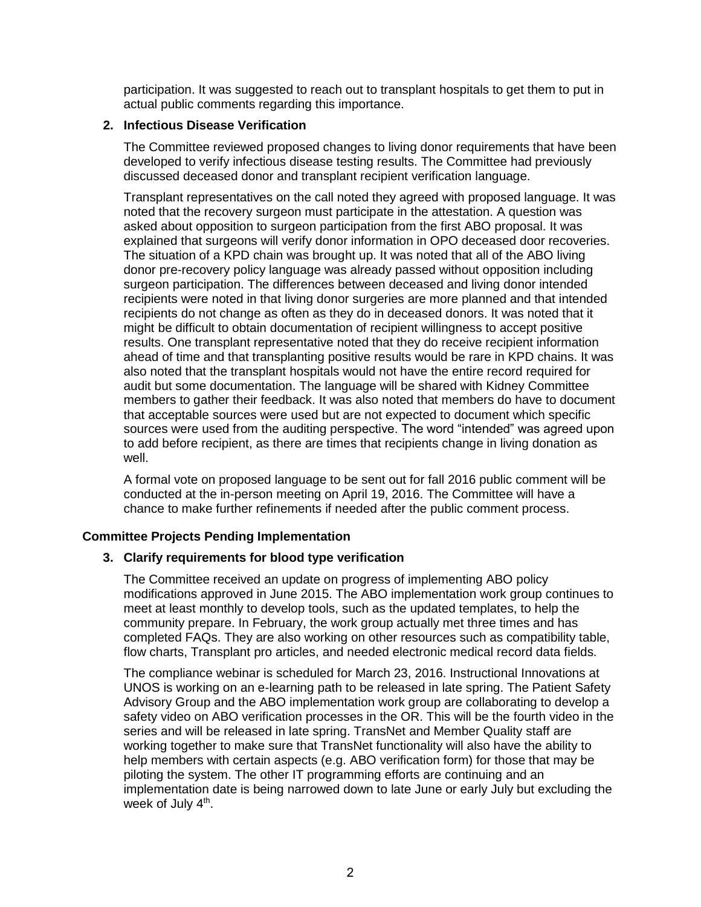participation. It was suggested to reach out to transplant hospitals to get them to put in actual public comments regarding this importance.

**2. Infectious Disease Verification**

The Committee reviewed proposed changes to living donor requirements that have been developed to verify infectious disease testing results. The Committee had previously discussed deceased donor and transplant recipient verification language.

Transplant representatives on the call noted they agreed with proposed language. It was noted that the recovery surgeon must participate in the attestation. A question was asked about opposition to surgeon participation from the first ABO proposal. It was explained that surgeons will verify donor information in OPO deceased door recoveries. The situation of a KPD chain was brought up. It was noted that all of the ABO living donor pre-recovery policy language was already passed without opposition including surgeon participation. The differences between deceased and living donor intended recipients were noted in that living donor surgeries are more planned and that intended recipients do not change as often as they do in deceased donors. It was noted that it might be difficult to obtain documentation of recipient willingness to accept positive results. One transplant representative noted that they do receive recipient information ahead of time and that transplanting positive results would be rare in KPD chains. It was also noted that the transplant hospitals would not have the entire record required for audit but some documentation. The language will be shared with Kidney Committee members to gather their feedback. It was also noted that members do have to document that acceptable sources were used but are not expected to document which specific sources were used from the auditing perspective. The word "intended" was agreed upon to add before recipient, as there are times that recipients change in living donation as well.

A formal vote on proposed language to be sent out for fall 2016 public comment will be conducted at the in-person meeting on April 19, 2016. The Committee will have a chance to make further refinements if needed after the public comment process.

## Committee Projects Pending Implementation

**3. Clarify requirements for blood type verification**

The Committee received an update on progress of implementing ABO policy modifications approved in June 2015. The ABO implementation work group continues to meet at least monthly to develop tools, such as the updated templates, to help the community prepare. In February, the work group actually met three times and has completed FAQs. They are also working on other resources such as compatibility table, flow charts, Transplant pro articles, and needed electronic medical record data fields.

The compliance webinar is scheduled for March 23, 2016. Instructional Innovations at UNOS is working on an e-learning path to be released in late spring. The Patient Safety Advisory Group and the ABO implementation work group are collaborating to develop a safety video on ABO verification processes in the OR. This will be the fourth video in the series and will be released in late spring. TransNet and Member Quality staff are working together to make sure that TransNet functionality will also have the ability to help members with certain aspects (e.g. ABO verification form) for those that may be piloting the system. The other IT programming efforts are continuing and an implementation date is being narrowed down to late June or early July but excluding the week of July 4th.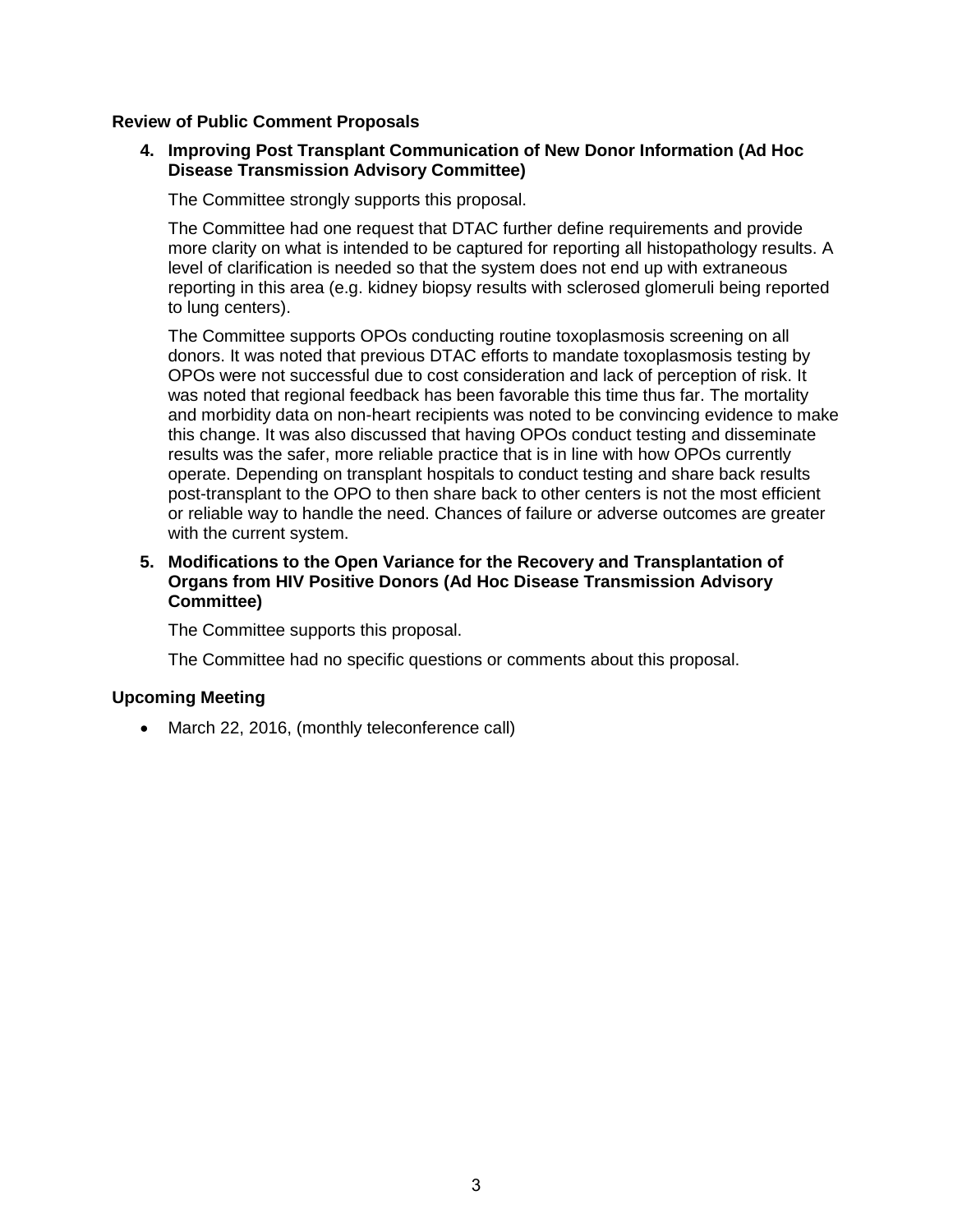### Review of Public Comment Proposals

**4. Improving Post Transplant Communication of New Donor Information (Ad Hoc Disease Transmission Advisory Committee)**

The Committee strongly supports this proposal.

The Committee had one request that DTAC further define requirements and provide more clarity on what is intended to be captured for reporting all histopathology results. A level of clarification is needed so that the system does not end up with extraneous reporting in this area (e.g. kidney biopsy results with sclerosed glomeruli being reported to lung centers).

The Committee supports OPOs conducting routine toxoplasmosis screening on all donors. It was noted that previous DTAC efforts to mandate toxoplasmosis testing by OPOs were not successful due to cost consideration and lack of perception of risk. It was noted that regional feedback has been favorable this time thus far. The mortality and morbidity data on non-heart recipients was noted to be convincing evidence to make this change. It was also discussed that having OPOs conduct testing and disseminate results was the safer, more reliable practice that is in line with how OPOs currently operate. Depending on transplant hospitals to conduct testing and share back results post-transplant to the OPO to then share back to other centers is not the most efficient or reliable way to handle the need. Chances of failure or adverse outcomes are greater with the current system.

**5. Modifications to the Open Variance for the Recovery and Transplantation of Organs from HIV Positive Donors (Ad Hoc Disease Transmission Advisory Committee)**

The Committee supports this proposal.

The Committee had no specific questions or comments about this proposal.

### Upcoming Meeting

- March 22, 2016, (monthly teleconference call)